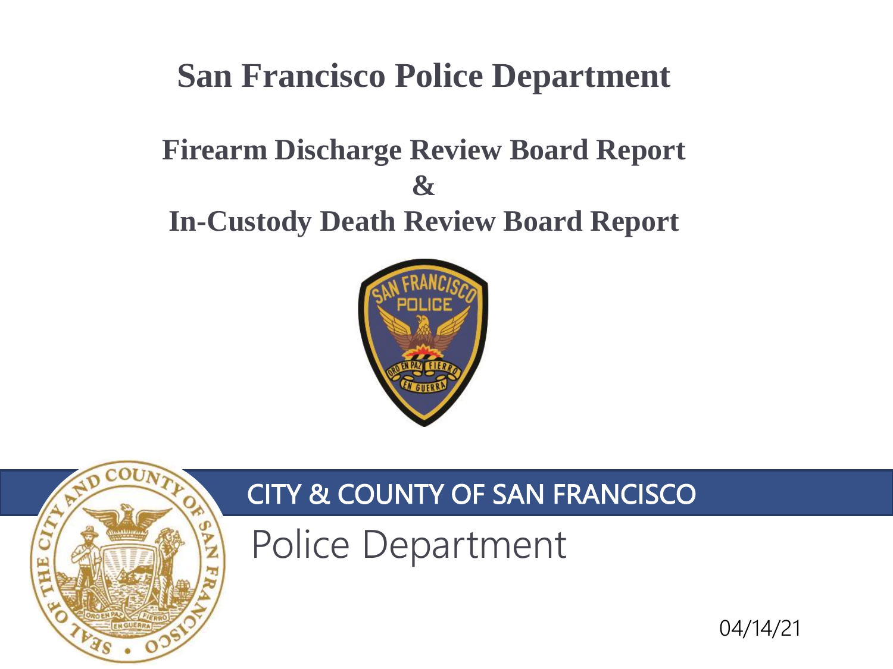# San Francisco Police Department

## Firearm Discharge Review Board Report
## &
## In-Custody Death Review Board Report

CITY & COUNTY OF SAN FRANCISCO

Police Department

04/14/21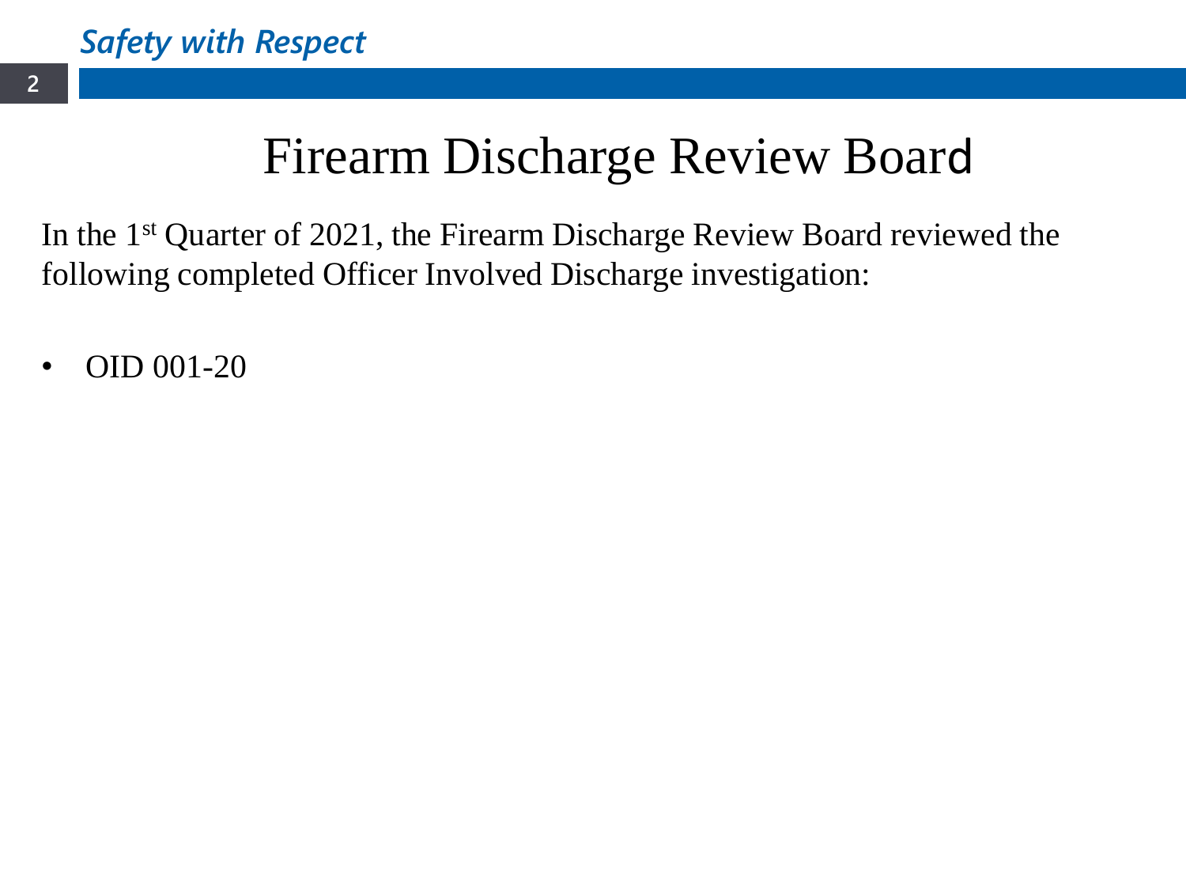# Firearm Discharge Review Board

In the 1st Quarter of 2021, the Firearm Discharge Review Board reviewed the following completed Officer Involved Discharge investigation:

- OID 001-20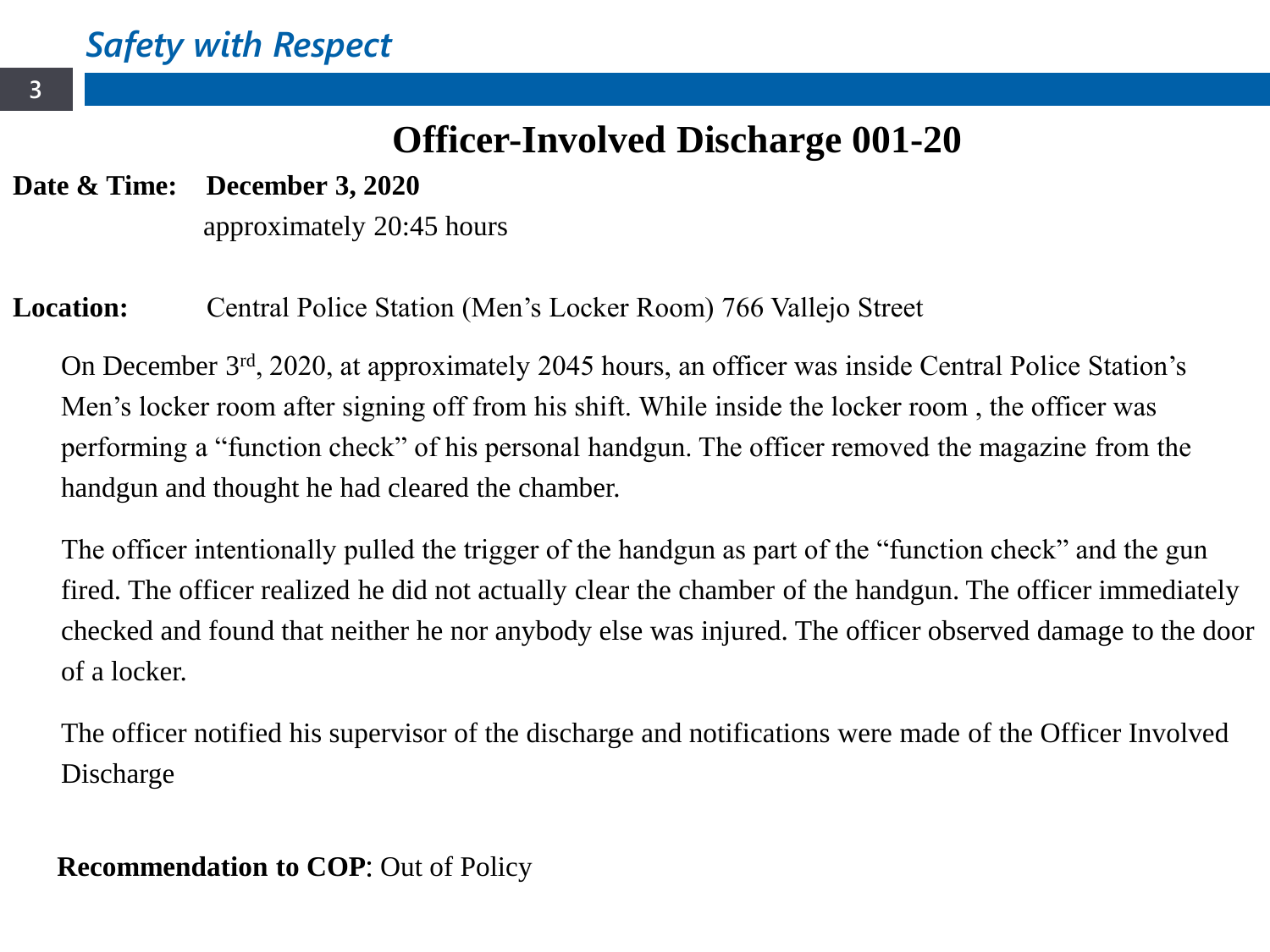# Officer-Involved Discharge 001-20

**Date & Time:** **December 3, 2020**
approximately 20:45 hours

**Location:** Central Police Station (Men's Locker Room) 766 Vallejo Street

On December 3rd, 2020, at approximately 2045 hours, an officer was inside Central Police Station's Men's locker room after signing off from his shift. While inside the locker room , the officer was performing a "function check" of his personal handgun. The officer removed the magazine from the handgun and thought he had cleared the chamber.

The officer intentionally pulled the trigger of the handgun as part of the "function check" and the gun fired. The officer realized he did not actually clear the chamber of the handgun. The officer immediately checked and found that neither he nor anybody else was injured. The officer observed damage to the door of a locker.

The officer notified his supervisor of the discharge and notifications were made of the Officer Involved Discharge

**Recommendation to COP**: Out of Policy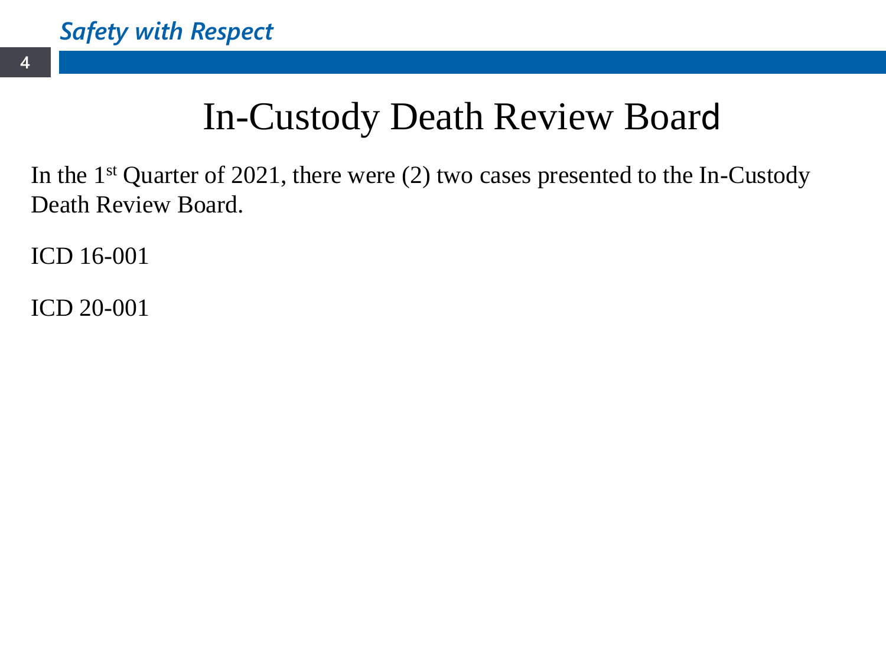# In-Custody Death Review Board

In the 1st Quarter of 2021, there were (2) two cases presented to the In-Custody Death Review Board.

ICD 16-001

ICD 20-001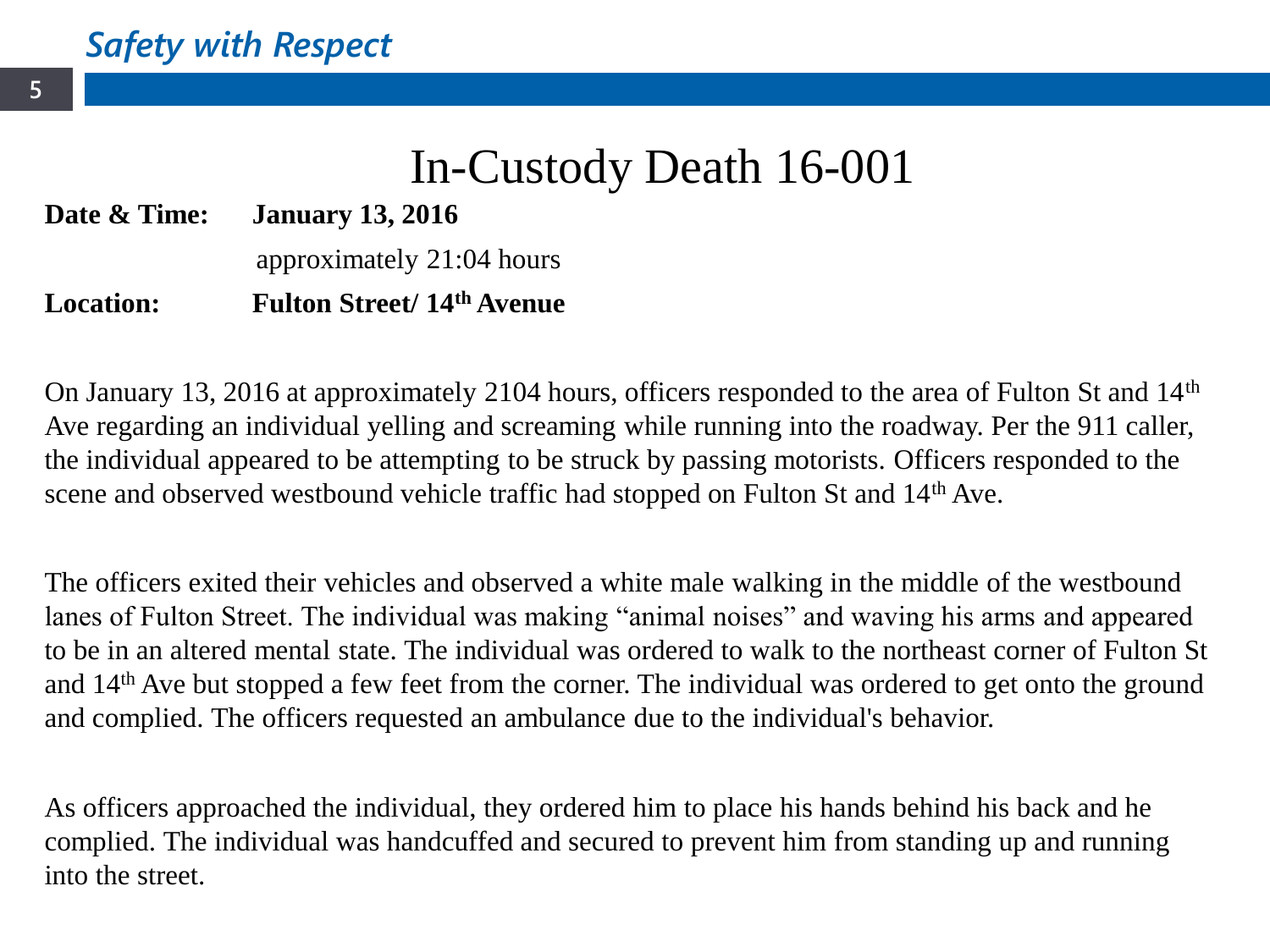# In-Custody Death 16-001

**Date & Time:** **January 13, 2016**

approximately 21:04 hours

**Location:** **Fulton Street/ 14th Avenue**

On January 13, 2016 at approximately 2104 hours, officers responded to the area of Fulton St and 14th Ave regarding an individual yelling and screaming while running into the roadway. Per the 911 caller, the individual appeared to be attempting to be struck by passing motorists. Officers responded to the scene and observed westbound vehicle traffic had stopped on Fulton St and 14th Ave.

The officers exited their vehicles and observed a white male walking in the middle of the westbound lanes of Fulton Street. The individual was making "animal noises" and waving his arms and appeared to be in an altered mental state. The individual was ordered to walk to the northeast corner of Fulton St and 14th Ave but stopped a few feet from the corner. The individual was ordered to get onto the ground and complied. The officers requested an ambulance due to the individual's behavior.

As officers approached the individual, they ordered him to place his hands behind his back and he complied. The individual was handcuffed and secured to prevent him from standing up and running into the street.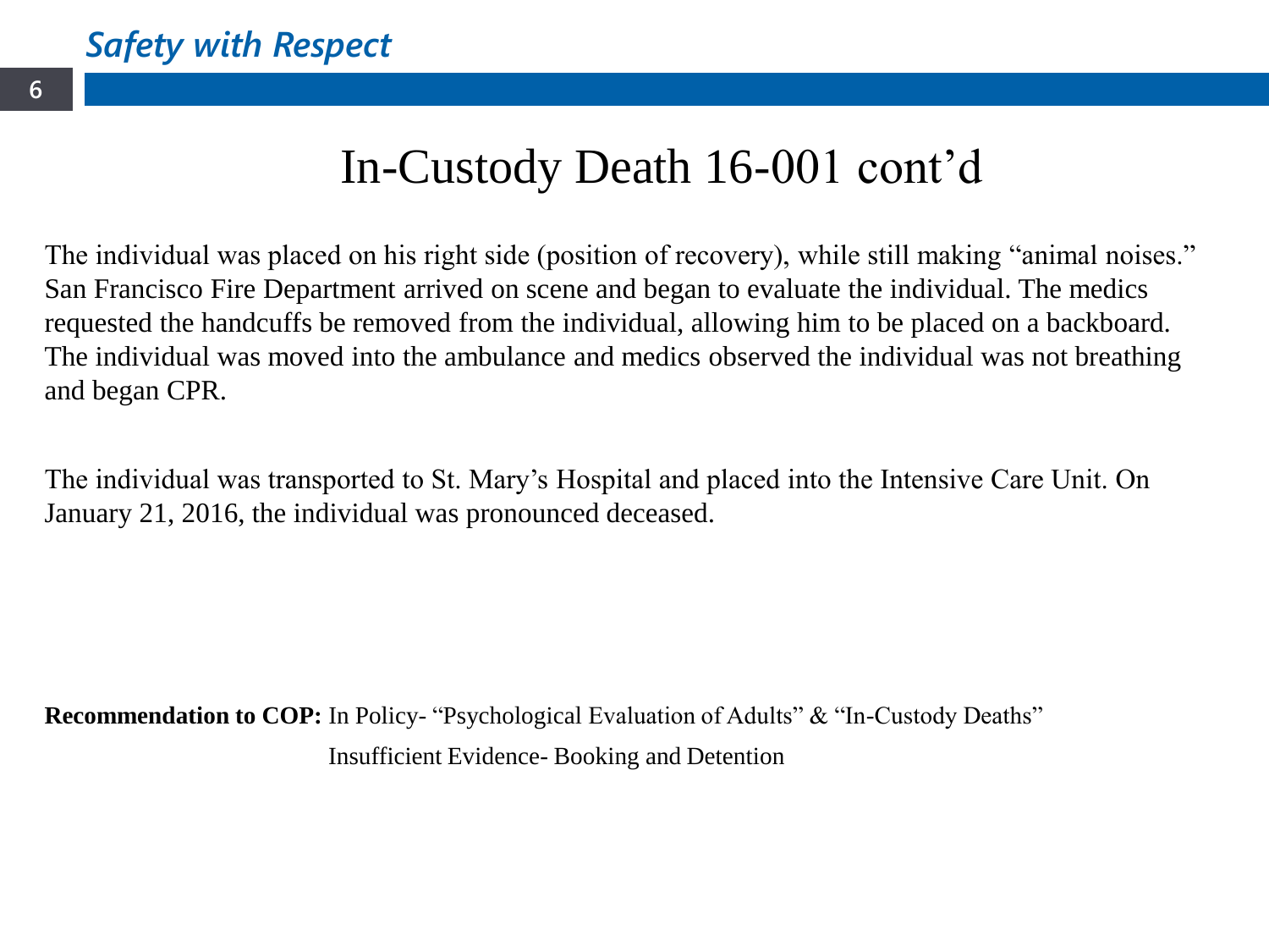# In-Custody Death 16-001 cont’d

The individual was placed on his right side (position of recovery), while still making “animal noises.” San Francisco Fire Department arrived on scene and began to evaluate the individual. The medics requested the handcuffs be removed from the individual, allowing him to be placed on a backboard. The individual was moved into the ambulance and medics observed the individual was not breathing and began CPR.

The individual was transported to St. Mary’s Hospital and placed into the Intensive Care Unit. On January 21, 2016, the individual was pronounced deceased.

**Recommendation to COP:** In Policy- “Psychological Evaluation of Adults” & “In-Custody Deaths”

Insufficient Evidence- Booking and Detention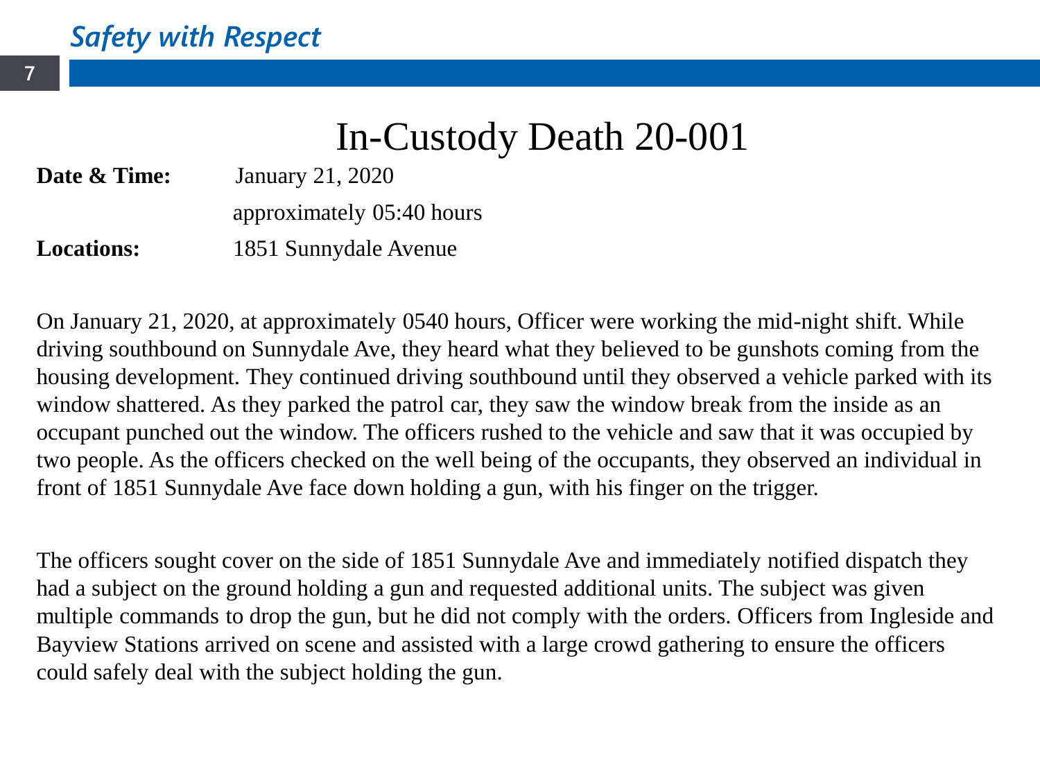# In-Custody Death 20-001

**Date & Time:** January 21, 2020
approximately 05:40 hours

**Locations:** 1851 Sunnydale Avenue

On January 21, 2020, at approximately 0540 hours, Officer were working the mid-night shift. While driving southbound on Sunnydale Ave, they heard what they believed to be gunshots coming from the housing development. They continued driving southbound until they observed a vehicle parked with its window shattered. As they parked the patrol car, they saw the window break from the inside as an occupant punched out the window. The officers rushed to the vehicle and saw that it was occupied by two people. As the officers checked on the well being of the occupants, they observed an individual in front of 1851 Sunnydale Ave face down holding a gun, with his finger on the trigger.

The officers sought cover on the side of 1851 Sunnydale Ave and immediately notified dispatch they had a subject on the ground holding a gun and requested additional units. The subject was given multiple commands to drop the gun, but he did not comply with the orders. Officers from Ingleside and Bayview Stations arrived on scene and assisted with a large crowd gathering to ensure the officers could safely deal with the subject holding the gun.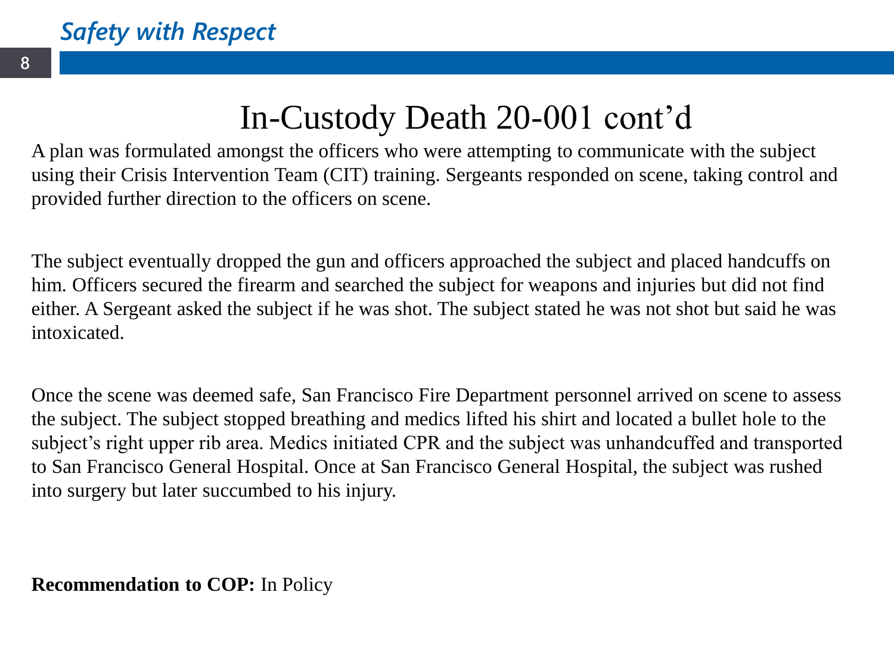# In-Custody Death 20-001 cont'd

A plan was formulated amongst the officers who were attempting to communicate with the subject using their Crisis Intervention Team (CIT) training. Sergeants responded on scene, taking control and provided further direction to the officers on scene.

The subject eventually dropped the gun and officers approached the subject and placed handcuffs on him. Officers secured the firearm and searched the subject for weapons and injuries but did not find either. A Sergeant asked the subject if he was shot. The subject stated he was not shot but said he was intoxicated.

Once the scene was deemed safe, San Francisco Fire Department personnel arrived on scene to assess the subject. The subject stopped breathing and medics lifted his shirt and located a bullet hole to the subject's right upper rib area. Medics initiated CPR and the subject was unhandcuffed and transported to San Francisco General Hospital. Once at San Francisco General Hospital, the subject was rushed into surgery but later succumbed to his injury.

**Recommendation to COP:** In Policy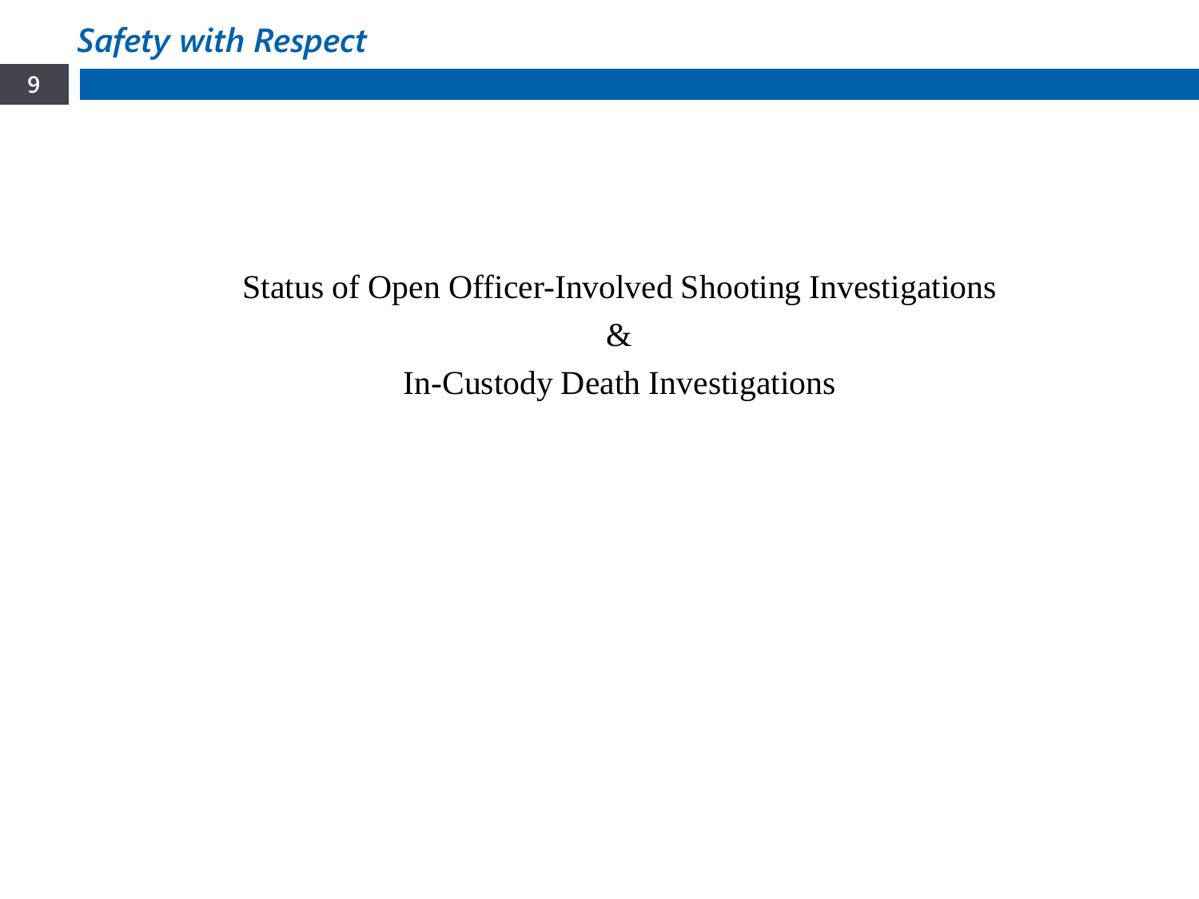Status of Open Officer-Involved Shooting Investigations

&

In-Custody Death Investigations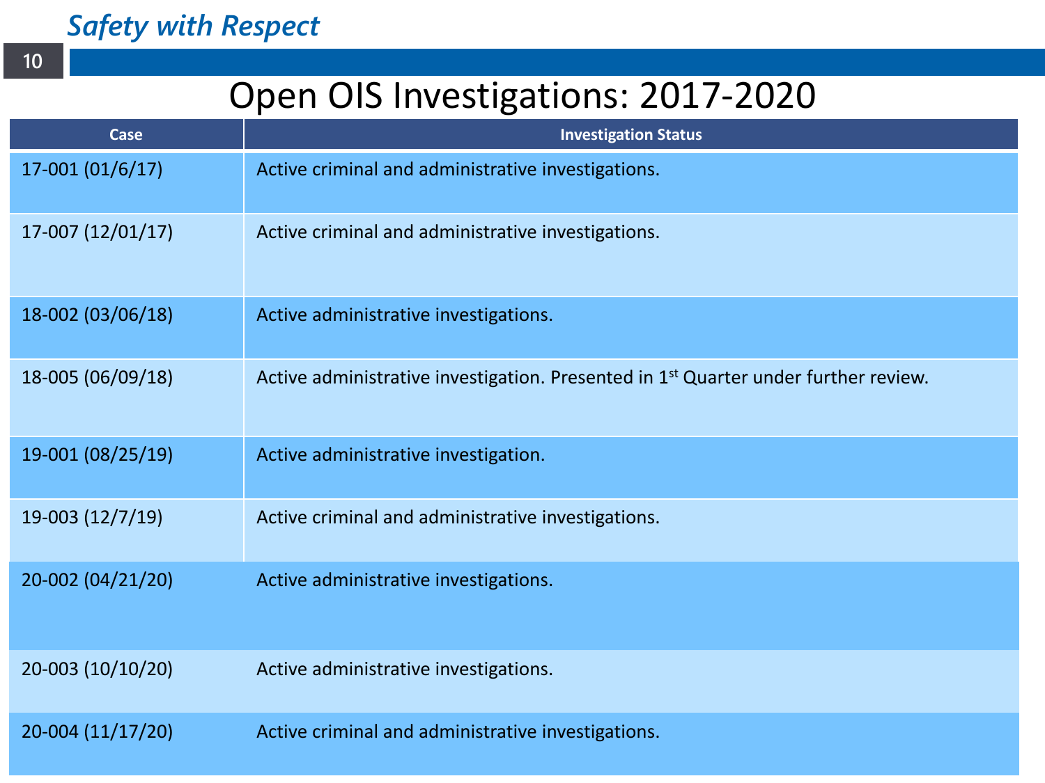# Open OIS Investigations: 2017-2020

| Case | Investigation Status |
|---|---|
| 17-001 (01/6/17) | Active criminal and administrative investigations. |
| 17-007 (12/01/17) | Active criminal and administrative investigations. |
| 18-002 (03/06/18) | Active administrative investigations. |
| 18-005 (06/09/18) | Active administrative investigation. Presented in 1st Quarter under further review. |
| 19-001 (08/25/19) | Active administrative investigation. |
| 19-003 (12/7/19) | Active criminal and administrative investigations. |
| 20-002 (04/21/20) | Active administrative investigations. |
| 20-003 (10/10/20) | Active administrative investigations. |
| 20-004 (11/17/20) | Active criminal and administrative investigations. |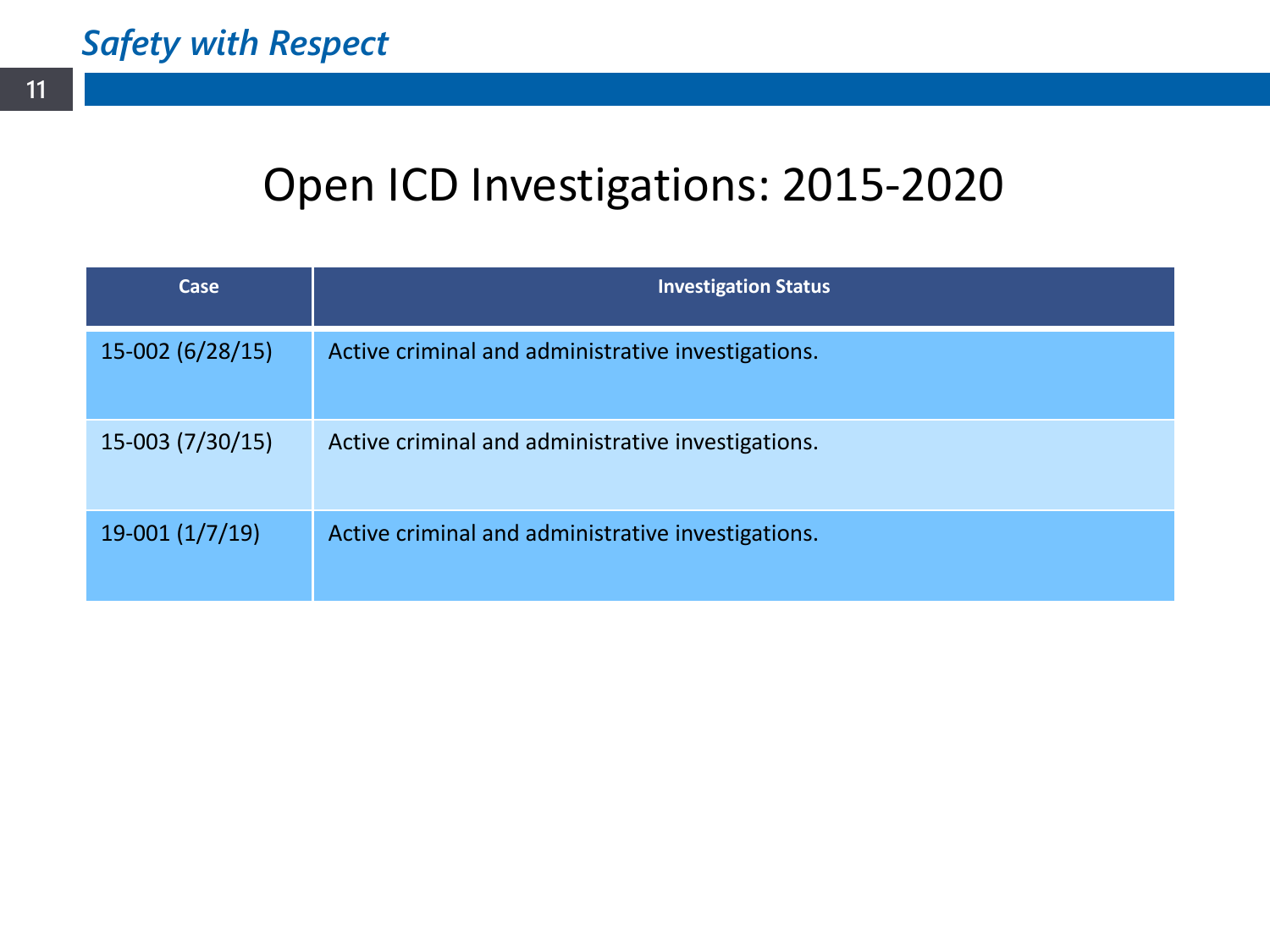# Open ICD Investigations: 2015-2020

| Case | Investigation Status |
| --- | --- |
| 15-002 (6/28/15) | Active criminal and administrative investigations. |
| 15-003 (7/30/15) | Active criminal and administrative investigations. |
| 19-001 (1/7/19) | Active criminal and administrative investigations. |